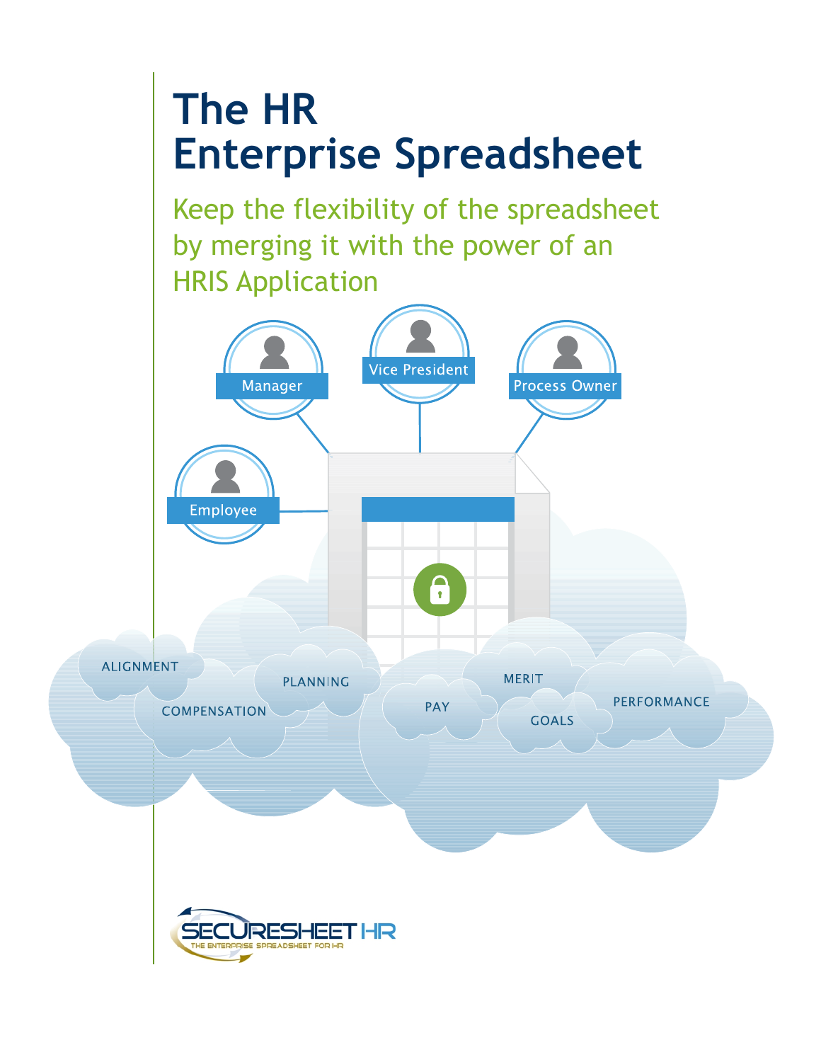# The HR Enterprise Spreadsheet

## Keep the flexibility of the spreadsheet by merging it with the power of an HRIS Application

Manager

Vice President

Process Owner

Employee

ALIGNMENT

PLANNING

COMPENSATION

PAY

MERIT

GOALS

PERFORMANCE

SECURESHEET HR

THE ENTERPRISE SPREADSHEET FOR HR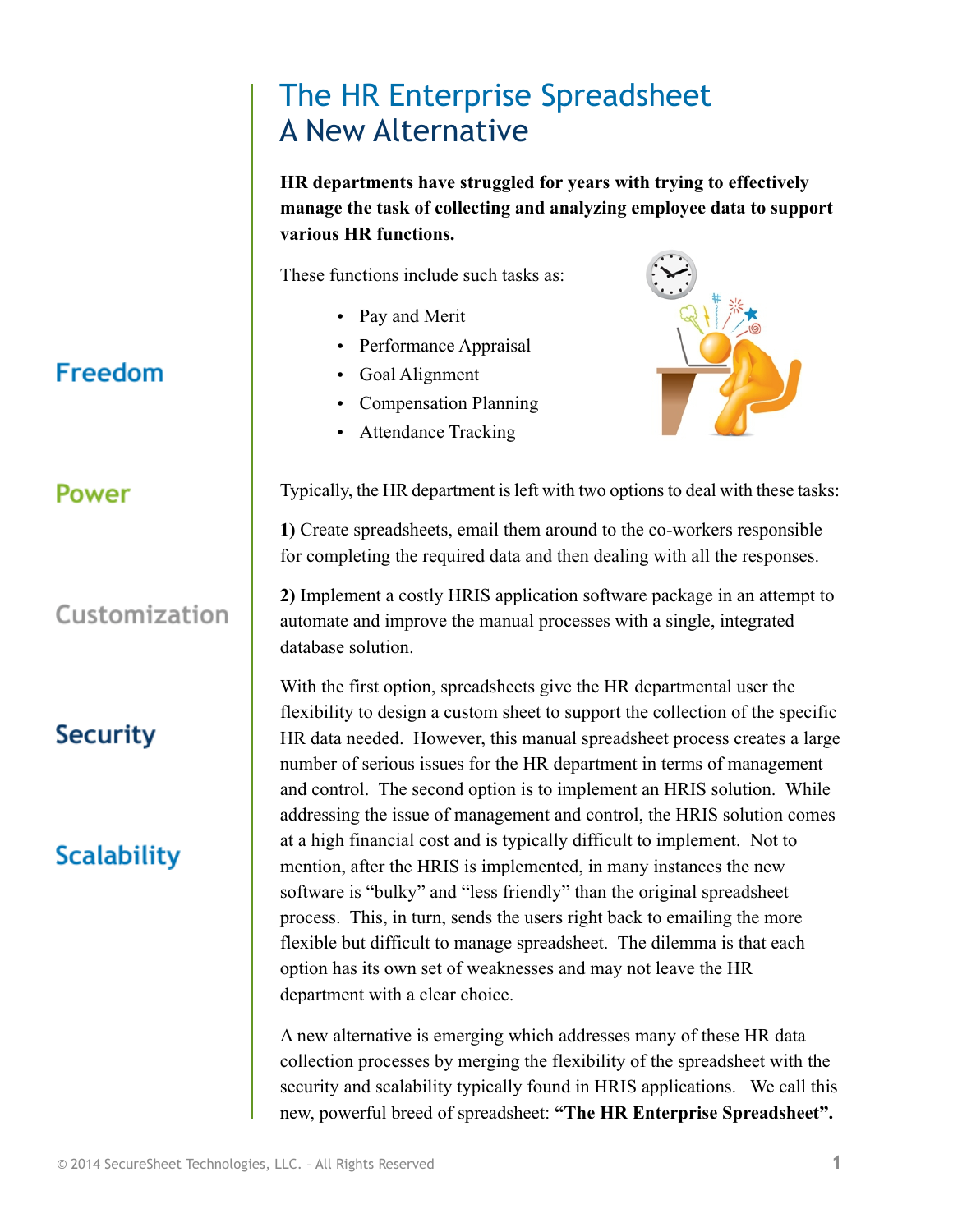# The HR Enterprise Spreadsheet
# A New Alternative

Freedom

Power

Customization

Security

Scalability

**HR departments have struggled for years with trying to effectively manage the task of collecting and analyzing employee data to support various HR functions.**

These functions include such tasks as:

- Pay and Merit
- Performance Appraisal
- Goal Alignment
- Compensation Planning
- Attendance Tracking

Typically, the HR department is left with two options to deal with these tasks:

**1)** Create spreadsheets, email them around to the co-workers responsible for completing the required data and then dealing with all the responses.

**2)** Implement a costly HRIS application software package in an attempt to automate and improve the manual processes with a single, integrated database solution.

With the first option, spreadsheets give the HR departmental user the flexibility to design a custom sheet to support the collection of the specific HR data needed. However, this manual spreadsheet process creates a large number of serious issues for the HR department in terms of management and control. The second option is to implement an HRIS solution. While addressing the issue of management and control, the HRIS solution comes at a high financial cost and is typically difficult to implement. Not to mention, after the HRIS is implemented, in many instances the new software is "bulky" and "less friendly" than the original spreadsheet process. This, in turn, sends the users right back to emailing the more flexible but difficult to manage spreadsheet. The dilemma is that each option has its own set of weaknesses and may not leave the HR department with a clear choice.

A new alternative is emerging which addresses many of these HR data collection processes by merging the flexibility of the spreadsheet with the security and scalability typically found in HRIS applications. We call this new, powerful breed of spreadsheet: **"The HR Enterprise Spreadsheet".**

© 2014 SecureSheet Technologies, LLC. – All Rights Reserved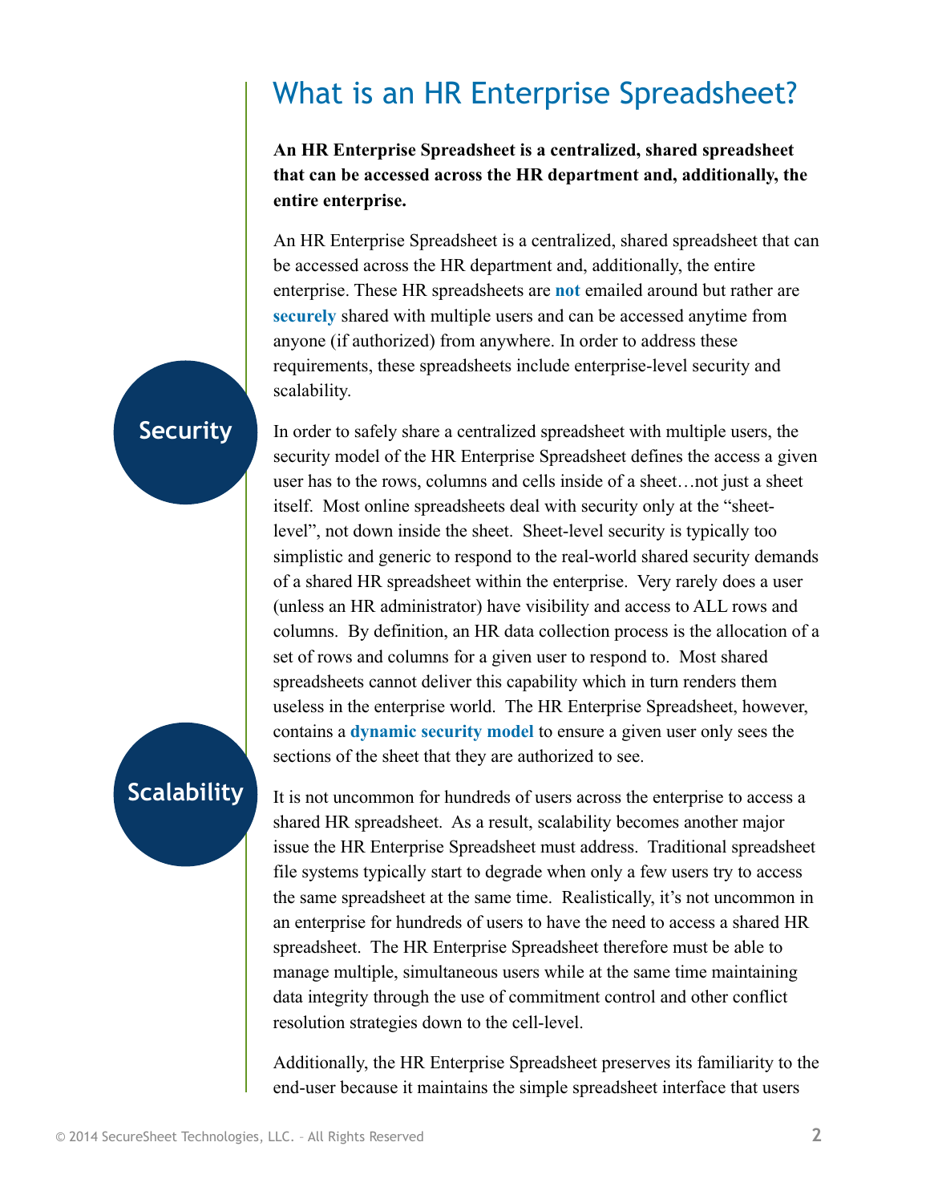# What is an HR Enterprise Spreadsheet?

**An HR Enterprise Spreadsheet is a centralized, shared spreadsheet that can be accessed across the HR department and, additionally, the entire enterprise.**

An HR Enterprise Spreadsheet is a centralized, shared spreadsheet that can be accessed across the HR department and, additionally, the entire enterprise. These HR spreadsheets are **not** emailed around but rather are **securely** shared with multiple users and can be accessed anytime from anyone (if authorized) from anywhere. In order to address these requirements, these spreadsheets include enterprise-level security and scalability.

## Security

In order to safely share a centralized spreadsheet with multiple users, the security model of the HR Enterprise Spreadsheet defines the access a given user has to the rows, columns and cells inside of a sheet…not just a sheet itself. Most online spreadsheets deal with security only at the "sheet-level", not down inside the sheet. Sheet-level security is typically too simplistic and generic to respond to the real-world shared security demands of a shared HR spreadsheet within the enterprise. Very rarely does a user (unless an HR administrator) have visibility and access to ALL rows and columns. By definition, an HR data collection process is the allocation of a set of rows and columns for a given user to respond to. Most shared spreadsheets cannot deliver this capability which in turn renders them useless in the enterprise world. The HR Enterprise Spreadsheet, however, contains a **dynamic security model** to ensure a given user only sees the sections of the sheet that they are authorized to see.

## Scalability

It is not uncommon for hundreds of users across the enterprise to access a shared HR spreadsheet. As a result, scalability becomes another major issue the HR Enterprise Spreadsheet must address. Traditional spreadsheet file systems typically start to degrade when only a few users try to access the same spreadsheet at the same time. Realistically, it's not uncommon in an enterprise for hundreds of users to have the need to access a shared HR spreadsheet. The HR Enterprise Spreadsheet therefore must be able to manage multiple, simultaneous users while at the same time maintaining data integrity through the use of commitment control and other conflict resolution strategies down to the cell-level.

Additionally, the HR Enterprise Spreadsheet preserves its familiarity to the end-user because it maintains the simple spreadsheet interface that users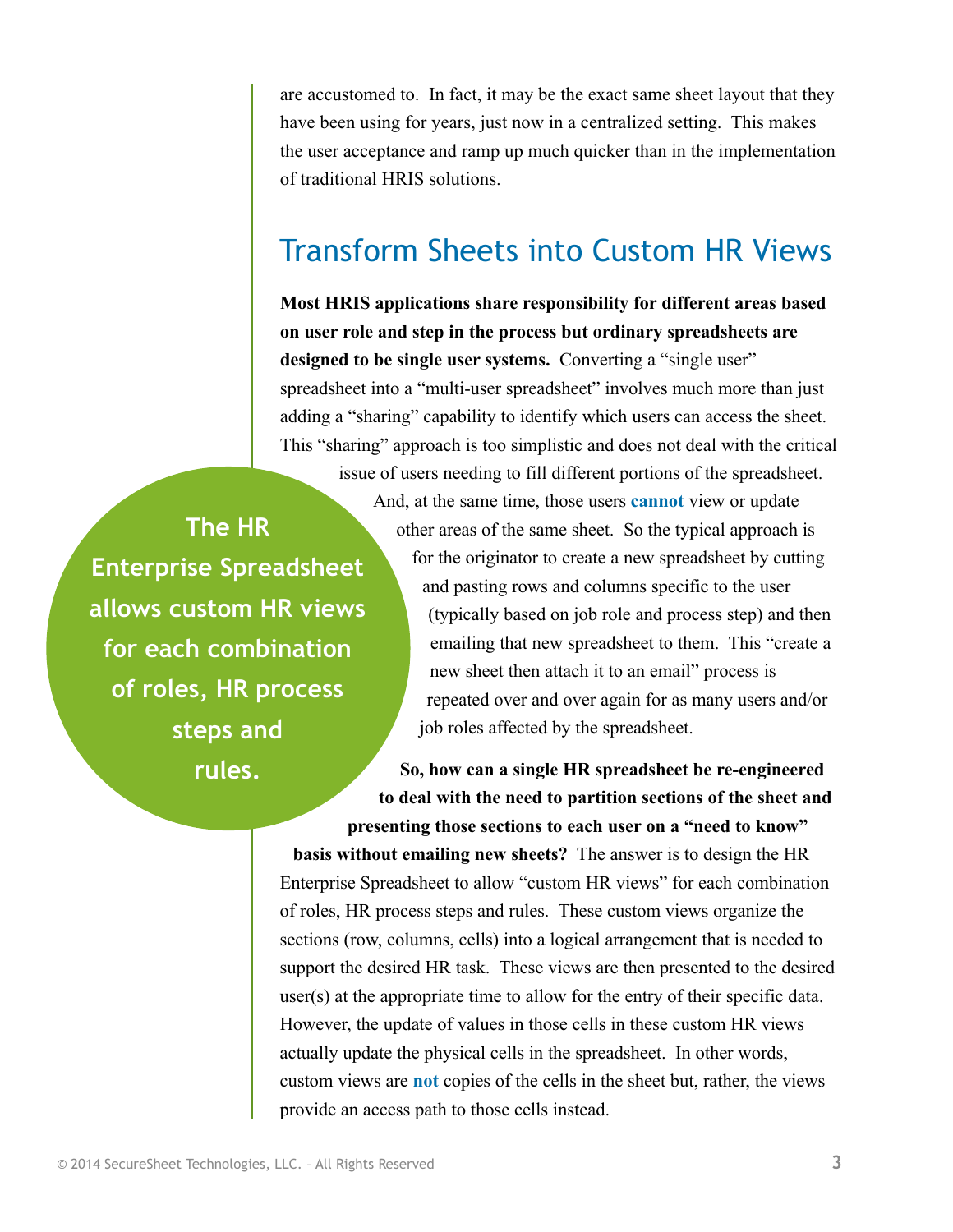are accustomed to. In fact, it may be the exact same sheet layout that they have been using for years, just now in a centralized setting. This makes the user acceptance and ramp up much quicker than in the implementation of traditional HRIS solutions.

## Transform Sheets into Custom HR Views

**Most HRIS applications share responsibility for different areas based on user role and step in the process but ordinary spreadsheets are designed to be single user systems.** Converting a "single user" spreadsheet into a "multi-user spreadsheet" involves much more than just adding a "sharing" capability to identify which users can access the sheet. This "sharing" approach is too simplistic and does not deal with the critical issue of users needing to fill different portions of the spreadsheet. And, at the same time, those users **cannot** view or update other areas of the same sheet. So the typical approach is for the originator to create a new spreadsheet by cutting and pasting rows and columns specific to the user (typically based on job role and process step) and then emailing that new spreadsheet to them. This "create a new sheet then attach it to an email" process is repeated over and over again for as many users and/or job roles affected by the spreadsheet.

**The HR Enterprise Spreadsheet allows custom HR views for each combination of roles, HR process steps and rules.**

**So, how can a single HR spreadsheet be re-engineered to deal with the need to partition sections of the sheet and presenting those sections to each user on a "need to know" basis without emailing new sheets?** The answer is to design the HR Enterprise Spreadsheet to allow "custom HR views" for each combination of roles, HR process steps and rules. These custom views organize the sections (row, columns, cells) into a logical arrangement that is needed to support the desired HR task. These views are then presented to the desired user(s) at the appropriate time to allow for the entry of their specific data. However, the update of values in those cells in these custom HR views actually update the physical cells in the spreadsheet. In other words, custom views are **not** copies of the cells in the sheet but, rather, the views provide an access path to those cells instead.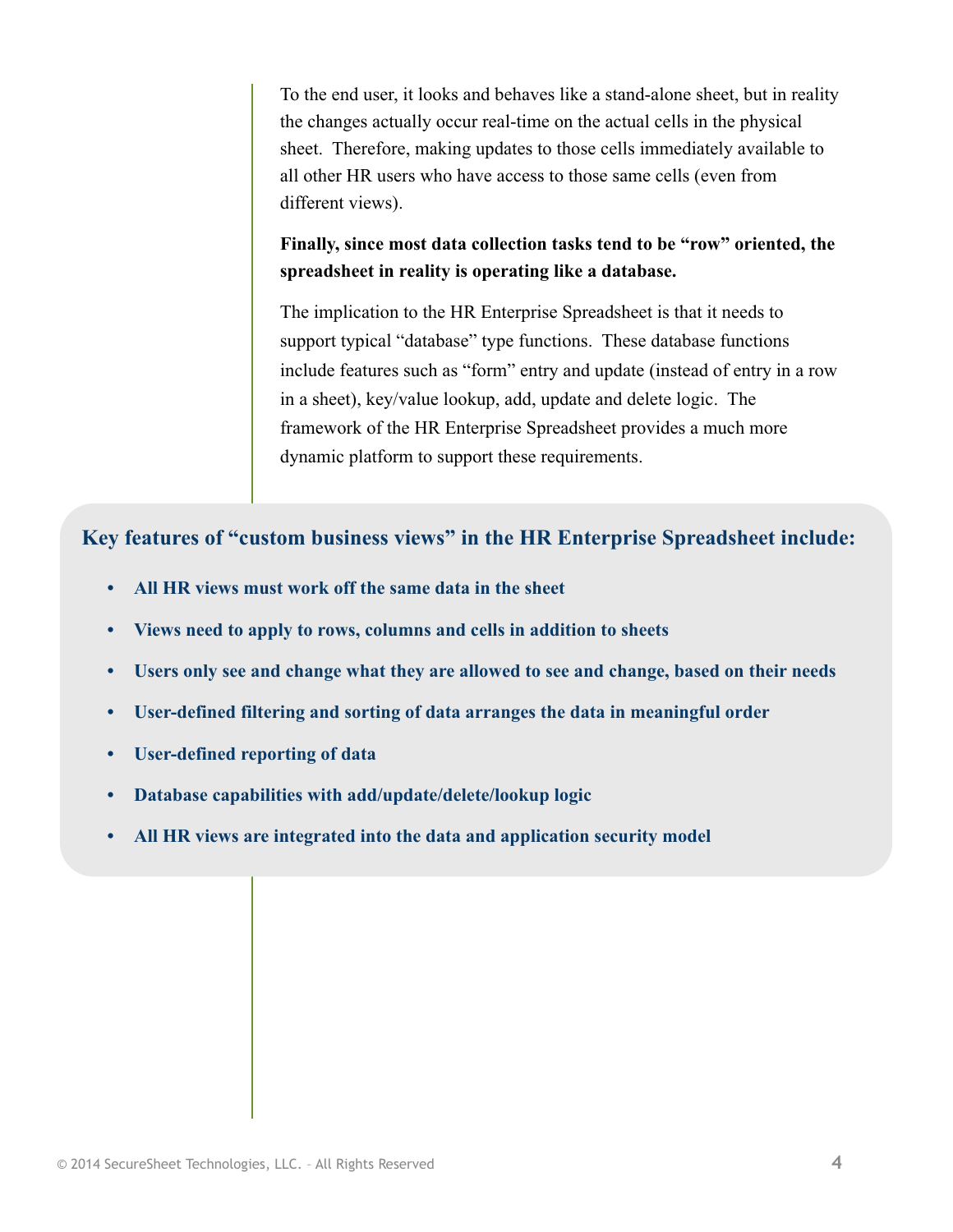To the end user, it looks and behaves like a stand-alone sheet, but in reality the changes actually occur real-time on the actual cells in the physical sheet. Therefore, making updates to those cells immediately available to all other HR users who have access to those same cells (even from different views).

**Finally, since most data collection tasks tend to be "row" oriented, the spreadsheet in reality is operating like a database.**

The implication to the HR Enterprise Spreadsheet is that it needs to support typical "database" type functions. These database functions include features such as "form" entry and update (instead of entry in a row in a sheet), key/value lookup, add, update and delete logic. The framework of the HR Enterprise Spreadsheet provides a much more dynamic platform to support these requirements.

## Key features of "custom business views" in the HR Enterprise Spreadsheet include:

- **All HR views must work off the same data in the sheet**
- **Views need to apply to rows, columns and cells in addition to sheets**
- **Users only see and change what they are allowed to see and change, based on their needs**
- **User-defined filtering and sorting of data arranges the data in meaningful order**
- **User-defined reporting of data**
- **Database capabilities with add/update/delete/lookup logic**
- **All HR views are integrated into the data and application security model**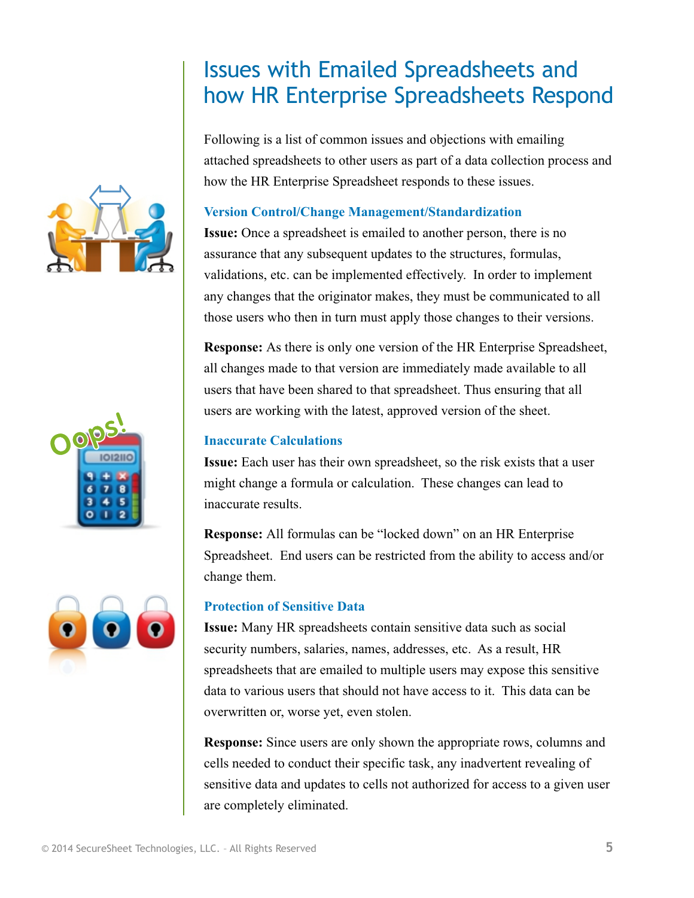# Issues with Emailed Spreadsheets and how HR Enterprise Spreadsheets Respond

Following is a list of common issues and objections with emailing attached spreadsheets to other users as part of a data collection process and how the HR Enterprise Spreadsheet responds to these issues.

### Version Control/Change Management/Standardization

**Issue:** Once a spreadsheet is emailed to another person, there is no assurance that any subsequent updates to the structures, formulas, validations, etc. can be implemented effectively. In order to implement any changes that the originator makes, they must be communicated to all those users who then in turn must apply those changes to their versions.

**Response:** As there is only one version of the HR Enterprise Spreadsheet, all changes made to that version are immediately made available to all users that have been shared to that spreadsheet. Thus ensuring that all users are working with the latest, approved version of the sheet.

### Inaccurate Calculations

**Issue:** Each user has their own spreadsheet, so the risk exists that a user might change a formula or calculation. These changes can lead to inaccurate results.

**Response:** All formulas can be "locked down" on an HR Enterprise Spreadsheet. End users can be restricted from the ability to access and/or change them.

### Protection of Sensitive Data

**Issue:** Many HR spreadsheets contain sensitive data such as social security numbers, salaries, names, addresses, etc. As a result, HR spreadsheets that are emailed to multiple users may expose this sensitive data to various users that should not have access to it. This data can be overwritten or, worse yet, even stolen.

**Response:** Since users are only shown the appropriate rows, columns and cells needed to conduct their specific task, any inadvertent revealing of sensitive data and updates to cells not authorized for access to a given user are completely eliminated.

© 2014 SecureSheet Technologies, LLC. – All Rights Reserved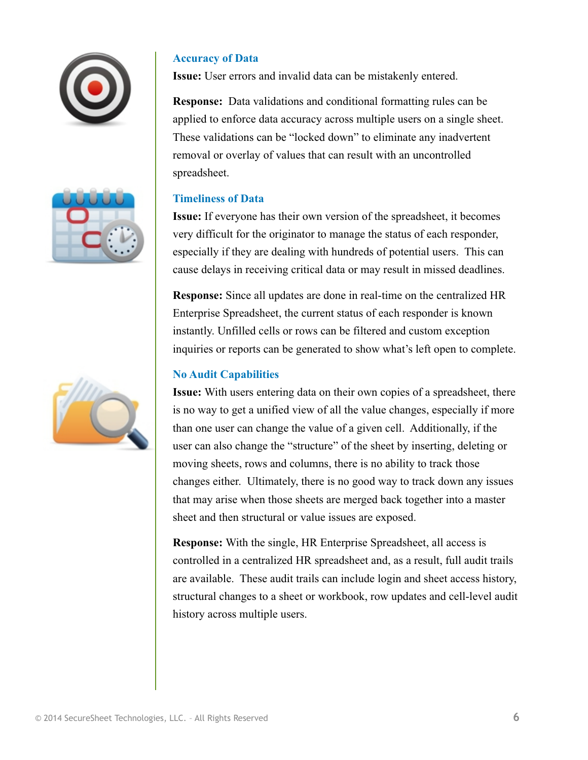## Accuracy of Data

**Issue:** User errors and invalid data can be mistakenly entered.

**Response:** Data validations and conditional formatting rules can be applied to enforce data accuracy across multiple users on a single sheet. These validations can be "locked down" to eliminate any inadvertent removal or overlay of values that can result with an uncontrolled spreadsheet.

## Timeliness of Data

**Issue:** If everyone has their own version of the spreadsheet, it becomes very difficult for the originator to manage the status of each responder, especially if they are dealing with hundreds of potential users. This can cause delays in receiving critical data or may result in missed deadlines.

**Response:** Since all updates are done in real-time on the centralized HR Enterprise Spreadsheet, the current status of each responder is known instantly. Unfilled cells or rows can be filtered and custom exception inquiries or reports can be generated to show what's left open to complete.

## No Audit Capabilities

**Issue:** With users entering data on their own copies of a spreadsheet, there is no way to get a unified view of all the value changes, especially if more than one user can change the value of a given cell. Additionally, if the user can also change the "structure" of the sheet by inserting, deleting or moving sheets, rows and columns, there is no ability to track those changes either. Ultimately, there is no good way to track down any issues that may arise when those sheets are merged back together into a master sheet and then structural or value issues are exposed.

**Response:** With the single, HR Enterprise Spreadsheet, all access is controlled in a centralized HR spreadsheet and, as a result, full audit trails are available. These audit trails can include login and sheet access history, structural changes to a sheet or workbook, row updates and cell-level audit history across multiple users.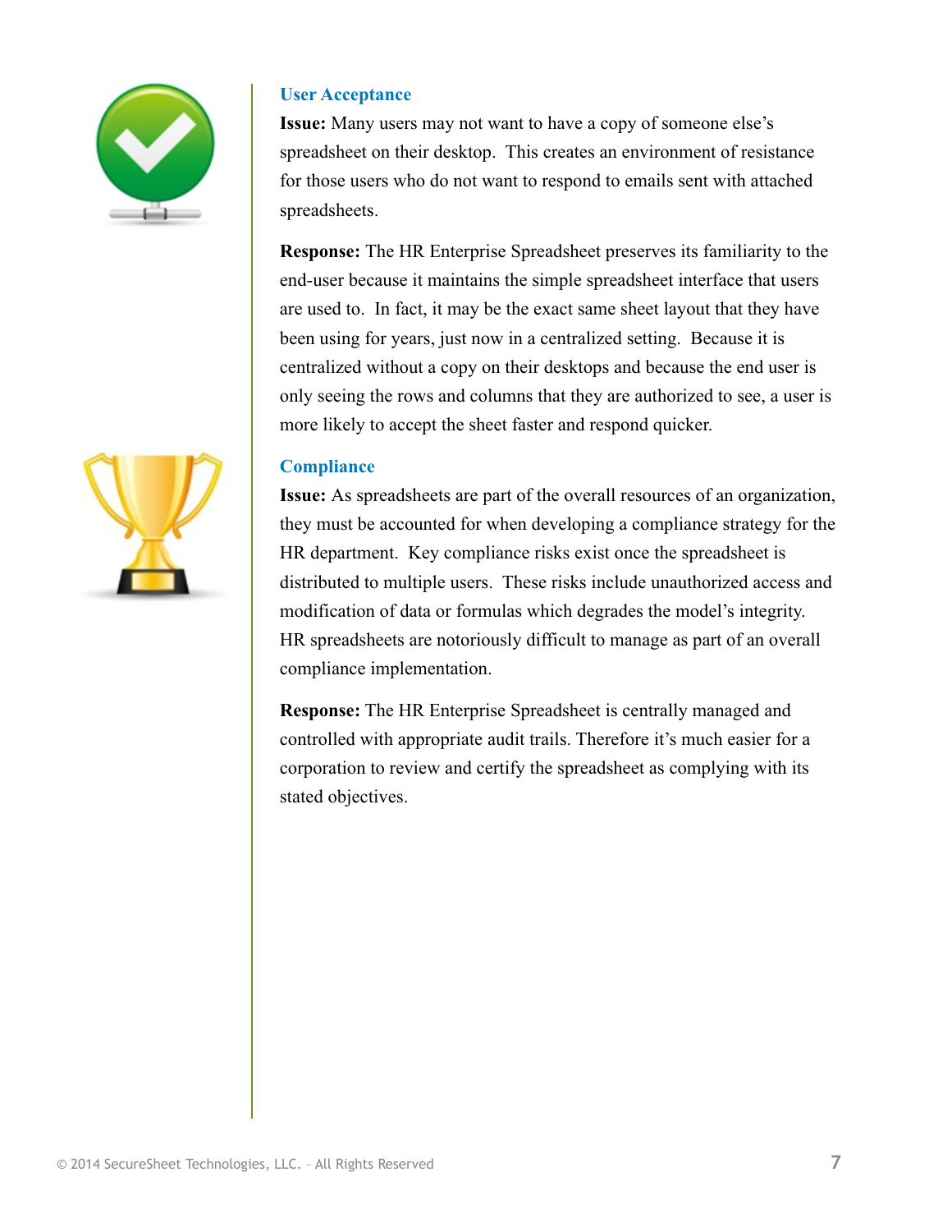### User Acceptance

**Issue:** Many users may not want to have a copy of someone else's spreadsheet on their desktop. This creates an environment of resistance for those users who do not want to respond to emails sent with attached spreadsheets.

**Response:** The HR Enterprise Spreadsheet preserves its familiarity to the end-user because it maintains the simple spreadsheet interface that users are used to. In fact, it may be the exact same sheet layout that they have been using for years, just now in a centralized setting. Because it is centralized without a copy on their desktops and because the end user is only seeing the rows and columns that they are authorized to see, a user is more likely to accept the sheet faster and respond quicker.

### Compliance

**Issue:** As spreadsheets are part of the overall resources of an organization, they must be accounted for when developing a compliance strategy for the HR department. Key compliance risks exist once the spreadsheet is distributed to multiple users. These risks include unauthorized access and modification of data or formulas which degrades the model's integrity. HR spreadsheets are notoriously difficult to manage as part of an overall compliance implementation.

**Response:** The HR Enterprise Spreadsheet is centrally managed and controlled with appropriate audit trails. Therefore it's much easier for a corporation to review and certify the spreadsheet as complying with its stated objectives.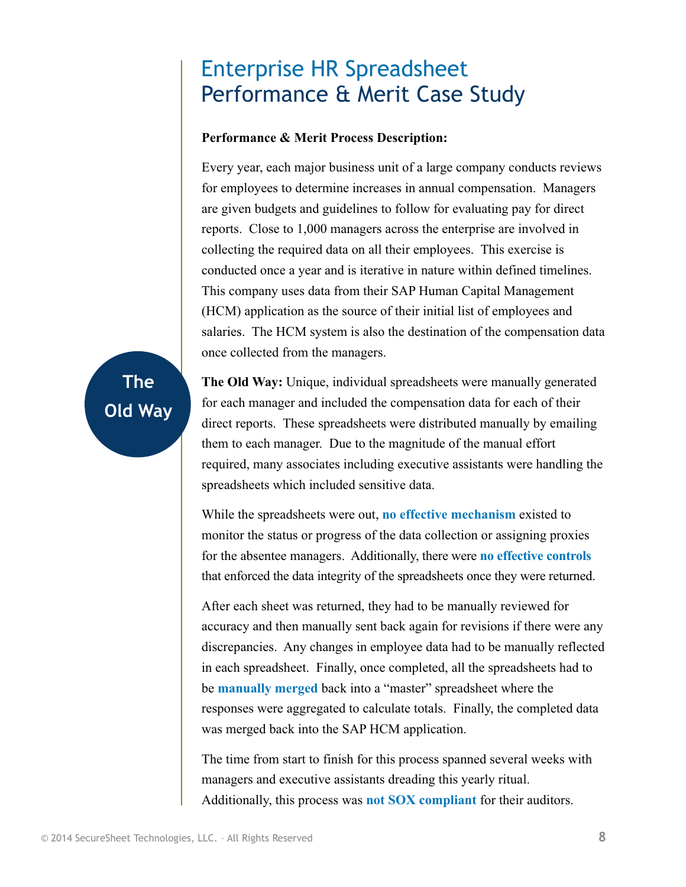# Enterprise HR Spreadsheet Performance & Merit Case Study

**Performance & Merit Process Description:**

Every year, each major business unit of a large company conducts reviews for employees to determine increases in annual compensation. Managers are given budgets and guidelines to follow for evaluating pay for direct reports. Close to 1,000 managers across the enterprise are involved in collecting the required data on all their employees. This exercise is conducted once a year and is iterative in nature within defined timelines. This company uses data from their SAP Human Capital Management (HCM) application as the source of their initial list of employees and salaries. The HCM system is also the destination of the compensation data once collected from the managers.

## The Old Way

**The Old Way:** Unique, individual spreadsheets were manually generated for each manager and included the compensation data for each of their direct reports. These spreadsheets were distributed manually by emailing them to each manager. Due to the magnitude of the manual effort required, many associates including executive assistants were handling the spreadsheets which included sensitive data.

While the spreadsheets were out, **no effective mechanism** existed to monitor the status or progress of the data collection or assigning proxies for the absentee managers. Additionally, there were **no effective controls** that enforced the data integrity of the spreadsheets once they were returned.

After each sheet was returned, they had to be manually reviewed for accuracy and then manually sent back again for revisions if there were any discrepancies. Any changes in employee data had to be manually reflected in each spreadsheet. Finally, once completed, all the spreadsheets had to be **manually merged** back into a "master" spreadsheet where the responses were aggregated to calculate totals. Finally, the completed data was merged back into the SAP HCM application.

The time from start to finish for this process spanned several weeks with managers and executive assistants dreading this yearly ritual. Additionally, this process was **not SOX compliant** for their auditors.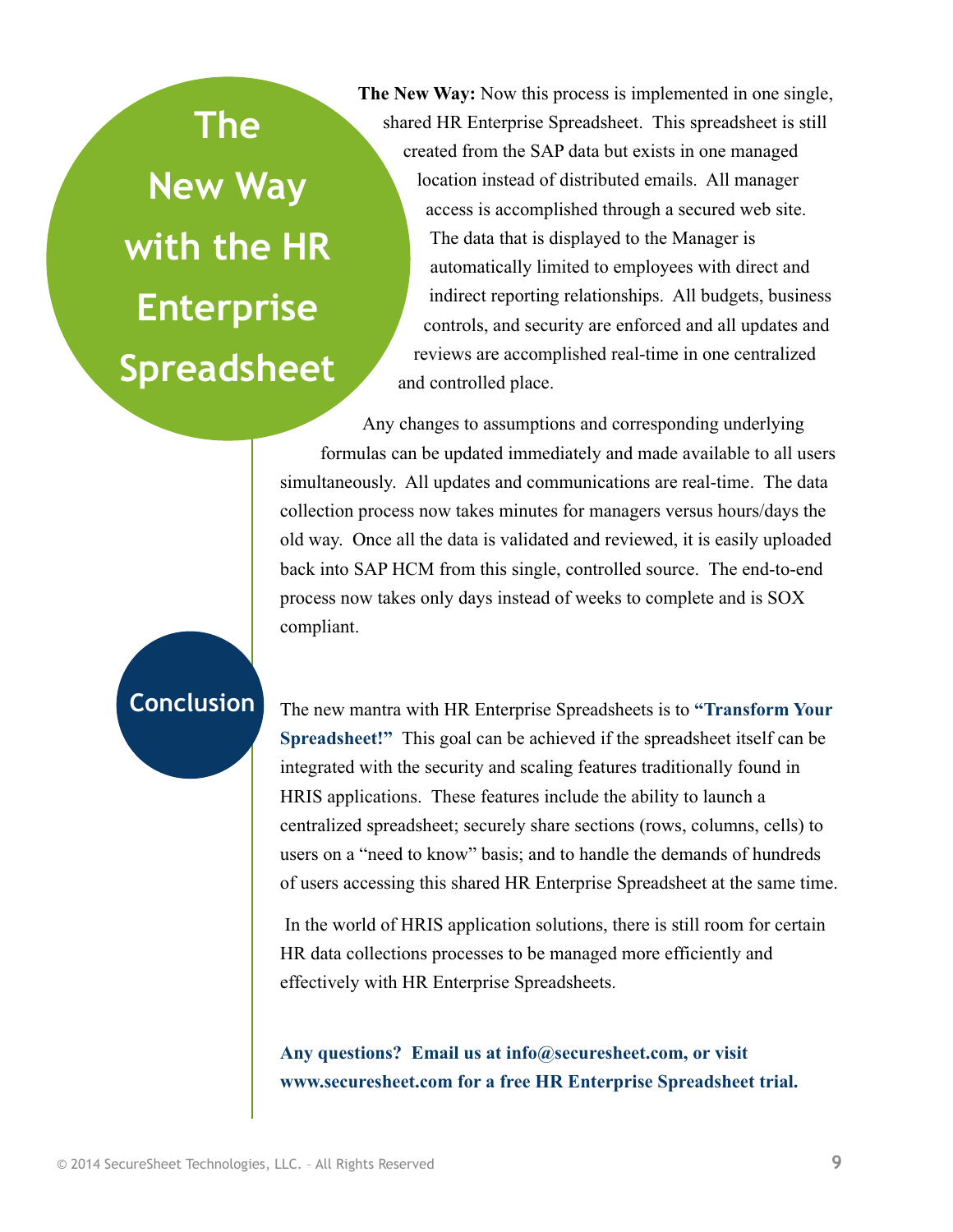## The New Way with the HR Enterprise Spreadsheet

**The New Way:** Now this process is implemented in one single, shared HR Enterprise Spreadsheet. This spreadsheet is still created from the SAP data but exists in one managed location instead of distributed emails. All manager access is accomplished through a secured web site. The data that is displayed to the Manager is automatically limited to employees with direct and indirect reporting relationships. All budgets, business controls, and security are enforced and all updates and reviews are accomplished real-time in one centralized and controlled place.

Any changes to assumptions and corresponding underlying formulas can be updated immediately and made available to all users simultaneously. All updates and communications are real-time. The data collection process now takes minutes for managers versus hours/days the old way. Once all the data is validated and reviewed, it is easily uploaded back into SAP HCM from this single, controlled source. The end-to-end process now takes only days instead of weeks to complete and is SOX compliant.

## Conclusion

The new mantra with HR Enterprise Spreadsheets is to **"Transform Your Spreadsheet!"** This goal can be achieved if the spreadsheet itself can be integrated with the security and scaling features traditionally found in HRIS applications. These features include the ability to launch a centralized spreadsheet; securely share sections (rows, columns, cells) to users on a "need to know" basis; and to handle the demands of hundreds of users accessing this shared HR Enterprise Spreadsheet at the same time.

In the world of HRIS application solutions, there is still room for certain HR data collections processes to be managed more efficiently and effectively with HR Enterprise Spreadsheets.

**Any questions? Email us at info@securesheet.com, or visit www.securesheet.com for a free HR Enterprise Spreadsheet trial.**